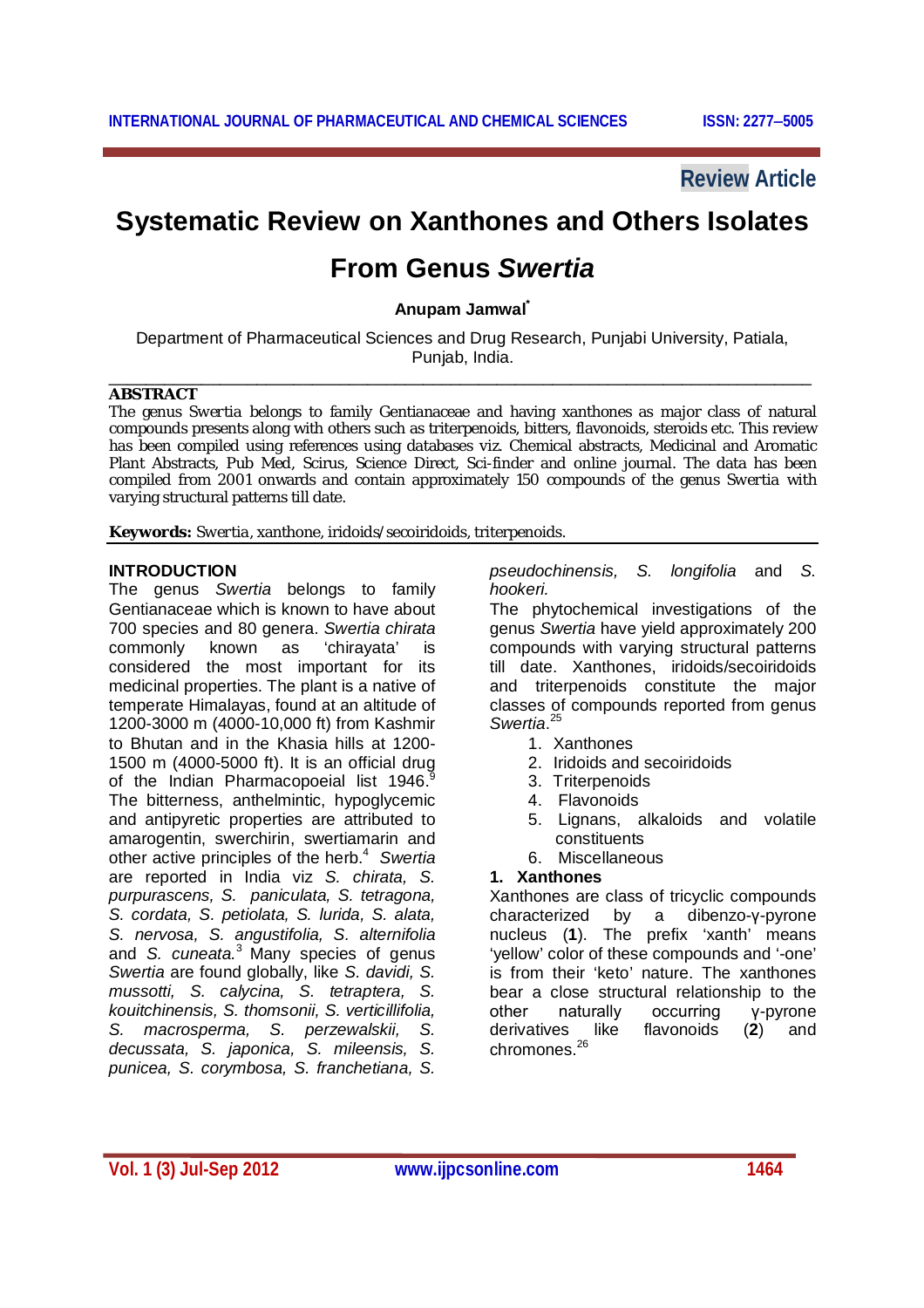Review Article

# Systematic Review on Xanthones and Others Isolates From Genus *Swertia*

**Anupam Jamwal***

Department of Pharmaceutical Sciences and Drug Research, Punjabi University, Patiala, Punjab, India.

---

**ABSTRACT**

The genus Swertia belongs to family Gentianaceae and having xanthones as major class of natural compounds presents along with others such as triterpenoids, bitters, flavonoids, steroids etc. This review has been compiled using references using databases viz. Chemical abstracts, Medicinal and Aromatic Plant Abstracts, Pub Med, Scirus, Science Direct, Sci-finder and online journal. The data has been compiled from 2001 onwards and contain approximately 150 compounds of the genus Swertia with varying structural patterns till date.

**Keywords:** Swertia, xanthone, iridoids/secoiridoids, triterpenoids.

## INTRODUCTION

The genus *Swertia* belongs to family Gentianaceae which is known to have about 700 species and 80 genera. *Swertia chirata* commonly known as 'chirayata' is considered the most important for its medicinal properties. The plant is a native of temperate Himalayas, found at an altitude of 1200-3000 m (4000-10,000 ft) from Kashmir to Bhutan and in the Khasia hills at 1200-1500 m (4000-5000 ft). It is an official drug of the Indian Pharmacopoeial list 1946.[9] The bitterness, anthelmintic, hypoglycemic and antipyretic properties are attributed to amarogentin, swerchirin, swertiamarin and other active principles of the herb.[4] *Swertia* are reported in India viz *S. chirata, S. purpurascens, S. paniculata, S. tetragona, S. cordata, S. petiolata, S. lurida, S. alata, S. nervosa, S. angustifolia, S. alternifolia* and *S. cuneata*.[3] Many species of genus *Swertia* are found globally, like *S. davidi, S. mussotti, S. calycina, S. tetraptera, S. kouitchinensis, S. thomsonii, S. verticillifolia, S. macrosperma, S. perzewalskii, S. decussata, S. japonica, S. mileensis, S. punicea, S. corymbosa, S. franchetiana, S. pseudochinensis, S. longifolia* and *S. hookeri.*

The phytochemical investigations of the genus *Swertia* have yield approximately 200 compounds with varying structural patterns till date. Xanthones, iridoids/secoiridoids and triterpenoids constitute the major classes of compounds reported from genus *Swertia*.[25]

1. Xanthones
2. Iridoids and secoiridoids
3. Triterpenoids
4. Flavonoids
5. Lignans, alkaloids and volatile constituents
6. Miscellaneous

### 1. Xanthones

Xanthones are class of tricyclic compounds characterized by a dibenzo-γ-pyrone nucleus (**1**). The prefix 'xanth' means 'yellow' color of these compounds and '-one' is from their 'keto' nature. The xanthones bear a close structural relationship to the other naturally occurring γ-pyrone derivatives like flavonoids (**2**) and chromones.[26]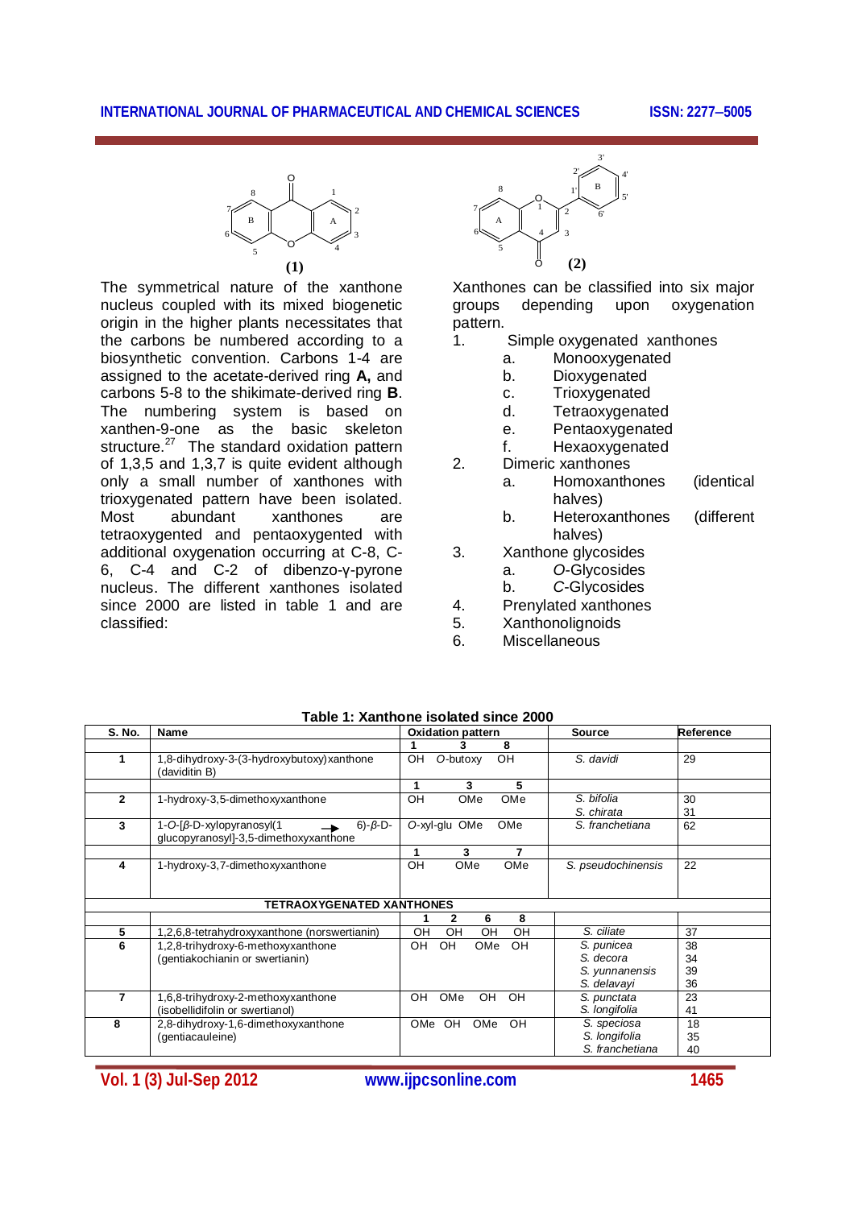**(1)**

**(2)**

The symmetrical nature of the xanthone nucleus coupled with its mixed biogenetic origin in the higher plants necessitates that the carbons be numbered according to a biosynthetic convention. Carbons 1-4 are assigned to the acetate-derived ring **A,** and carbons 5-8 to the shikimate-derived ring **B**. The numbering system is based on xanthen-9-one as the basic skeleton structure.[27] The standard oxidation pattern of 1,3,5 and 1,3,7 is quite evident although only a small number of xanthones with trioxygenated pattern have been isolated. Most abundant xanthones are tetraoxygented and pentaoxygented with additional oxygenation occurring at C-8, C-6, C-4 and C-2 of dibenzo-γ-pyrone nucleus. The different xanthones isolated since 2000 are listed in table 1 and are classified:

Xanthones can be classified into six major groups depending upon oxygenation pattern.

1. Simple oxygenated xanthones
   a. Monooxygenated
   b. Dioxygenated
   c. Trioxygenated
   d. Tetraoxygenated
   e. Pentaoxygenated
   f. Hexaoxygenated
2. Dimeric xanthones
   a. Homoxanthones (identical halves)
   b. Heteroxanthones (different halves)
3. Xanthone glycosides
   a. *O*-Glycosides
   b. *C*-Glycosides
4. Prenylated xanthones
5. Xanthonolignoids
6. Miscellaneous

**Table 1: Xanthone isolated since 2000**

| S. No. | Name | Oxidation pattern | Source | Reference |
|---|---|---|---|---|
| | | 1 3 8 | | |
| 1 | 1,8-dihydroxy-3-(3-hydroxybutoxy)xanthone (daviditin B) | OH *O*-butoxy OH | *S. davidi* | 29 |
| | | 1 3 5 | | |
| 2 | 1-hydroxy-3,5-dimethoxyxanthone | OH OMe OMe | *S. bifolia*<br>*S. chirata* | 30<br>31 |
| 3 | 1-*O*-[*β*-D-xylopyranosyl(1 → 6)-*β*-D-glucopyranosyl]-3,5-dimethoxyxanthone | *O*-xyl-glu OMe OMe | *S. franchetiana* | 62 |
| | | 1 3 7 | | |
| 4 | 1-hydroxy-3,7-dimethoxyxanthone | OH OMe OMe | *S. pseudochinensis* | 22 |
| | **TETRAOXYGENATED XANTHONES** | | | |
| | | 1 2 6 8 | | |
| 5 | 1,2,6,8-tetrahydroxyxanthone (norswertianin) | OH OH OH OH | *S. ciliate* | 37 |
| 6 | 1,2,8-trihydroxy-6-methoxyxanthone (gentiakochianin or swertianin) | OH OH OMe OH | *S. punicea*<br>*S. decora*<br>*S. yunnanensis*<br>*S. delavayi* | 38<br>34<br>39<br>36 |
| 7 | 1,6,8-trihydroxy-2-methoxyxanthone (isobellidifolin or swertianol) | OH OMe OH OH | *S. punctata*<br>*S. longifolia* | 23<br>41 |
| 8 | 2,8-dihydroxy-1,6-dimethoxyxanthone (gentiacauleine) | OMe OH OMe OH | *S. speciosa*<br>*S. longifolia*<br>*S. franchetiana* | 18<br>35<br>40 |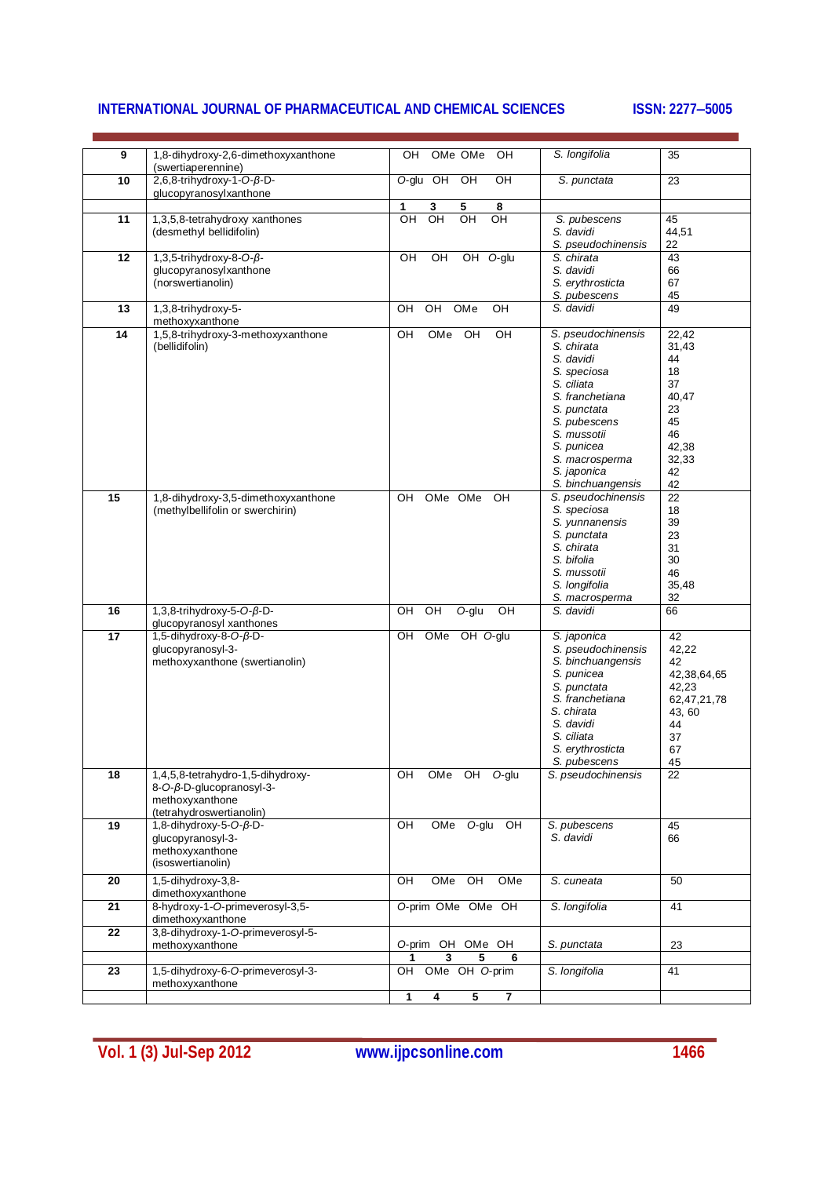| | | | | |
|---|---|---|---|---|
| 9 | 1,8-dihydroxy-2,6-dimethoxyxanthone (swertiaperennine) | OH OMe OMe OH | *S. longifolia* | 35 |
| 10 | 2,6,8-trihydroxy-1-*O*-*β*-D-glucopyranosylxanthone | *O*-glu OH OH OH | *S. punctata* | 23 |
| | | **1 3 5 8** | | |
| 11 | 1,3,5,8-tetrahydroxy xanthones (desmethyl bellidifolin) | OH OH OH OH | *S. pubescens*<br>*S. davidi*<br>*S. pseudochinensis* | 45<br>44,51<br>22 |
| 12 | 1,3,5-trihydroxy-8-*O*-*β*-glucopyranosylxanthone (norswertianolin) | OH OH OH *O*-glu | *S. chirata*<br>*S. davidi*<br>*S. erythrosticta*<br>*S. pubescens* | 43<br>66<br>67<br>45 |
| 13 | 1,3,8-trihydroxy-5-methoxyxanthone | OH OH OMe OH | *S. davidi* | 49 |
| 14 | 1,5,8-trihydroxy-3-methoxyxanthone (bellidifolin) | OH OMe OH OH | *S. pseudochinensis*<br>*S. chirata*<br>*S. davidi*<br>*S. speciosa*<br>*S. ciliata*<br>*S. franchetiana*<br>*S. punctata*<br>*S. pubescens*<br>*S. mussotii*<br>*S. punicea*<br>*S. macrosperma*<br>*S. japonica*<br>*S. binchuangensis* | 22,42<br>31,43<br>44<br>18<br>37<br>40,47<br>23<br>45<br>46<br>42,38<br>32,33<br>42<br>42 |
| 15 | 1,8-dihydroxy-3,5-dimethoxyxanthone (methylbellifolin or swerchirin) | OH OMe OMe OH | *S. pseudochinensis*<br>*S. speciosa*<br>*S. yunnanensis*<br>*S. punctata*<br>*S. chirata*<br>*S. bifolia*<br>*S. mussotii*<br>*S. longifolia*<br>*S. macrosperma* | 22<br>18<br>39<br>23<br>31<br>30<br>46<br>35,48<br>32 |
| 16 | 1,3,8-trihydroxy-5-*O*-*β*-D-glucopyranosyl xanthones | OH OH *O*-glu OH | *S. davidi* | 66 |
| 17 | 1,5-dihydroxy-8-*O*-*β*-D-glucopyranosyl-3-methoxyxanthone (swertianolin) | OH OMe OH *O*-glu | *S. japonica*<br>*S. pseudochinensis*<br>*S. binchuangensis*<br>*S. punicea*<br>*S. punctata*<br>*S. franchetiana*<br>*S. chirata*<br>*S. davidi*<br>*S. ciliata*<br>*S. erythrosticta*<br>*S. pubescens* | 42<br>42,22<br>42<br>42,38,64,65<br>42,23<br>62,47,21,78<br>43, 60<br>44<br>37<br>67<br>45 |
| 18 | 1,4,5,8-tetrahydro-1,5-dihydroxy-8-*O*-*β*-D-glucopranosyl-3-methoxyxanthone (tetrahydroswertianolin) | OH OMe OH *O*-glu | *S. pseudochinensis* | 22 |
| 19 | 1,8-dihydroxy-5-*O*-*β*-D-glucopyranosyl-3-methoxyxanthone (isoswertianolin) | OH OMe *O*-glu OH | *S. pubescens*<br>*S. davidi* | 45<br>66 |
| 20 | 1,5-dihydroxy-3,8-dimethoxyxanthone | OH OMe OH OMe | *S. cuneata* | 50 |
| 21 | 8-hydroxy-1-*O*-primeverosyl-3,5-dimethoxyxanthone | *O*-prim OMe OMe OH | *S. longifolia* | 41 |
| 22 | 3,8-dihydroxy-1-*O*-primeverosyl-5-methoxyxanthone | *O*-prim OH OMe OH | *S. punctata* | 23 |
| | | **1 3 5 6** | | |
| 23 | 1,5-dihydroxy-6-*O*-primeverosyl-3-methoxyxanthone | OH OMe OH *O*-prim | *S. longifolia* | 41 |
| | | **1 4 5 7** | | |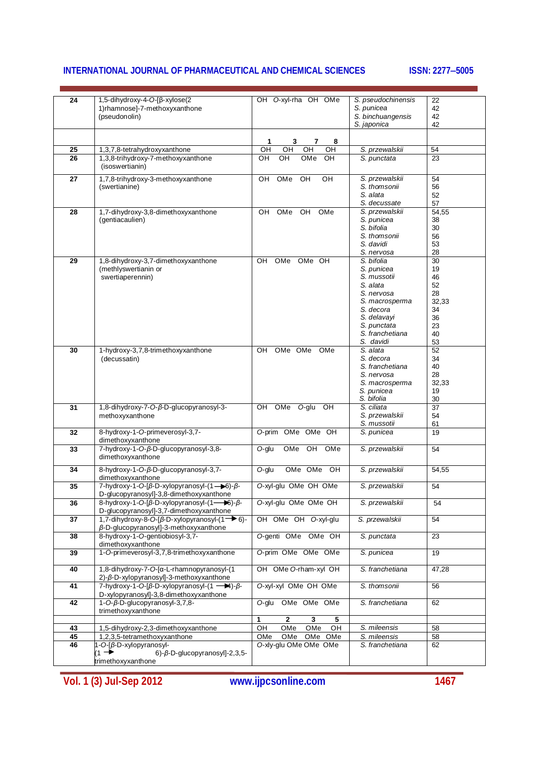| | | | | |
|---|---|---|---|---|
| 24 | 1,5-dihydroxy-4-*O*-[β-xylose(2 1)rhamnose]-7-methoxyxanthone (pseudonolin) | OH *O*-xyl-rha OH OMe | *S. pseudochinensis*<br>*S. punicea*<br>*S. binchuangensis*<br>*S. japonica* | 22<br>42<br>42<br>42 |
| | | 1 3 7 8 | | |
| 25 | 1,3,7,8-tetrahydroxyxanthone | OH OH OH OH | *S. przewalskii* | 54 |
| 26 | 1,3,8-trihydroxy-7-methoxyxanthone (isoswertianin) | OH OH OMe OH | *S. punctata* | 23 |
| 27 | 1,7,8-trihydroxy-3-methoxyxanthone (swertianine) | OH OMe OH OH | *S. przewalskii*<br>*S. thomsonii*<br>*S. alata*<br>*S. decussate* | 54<br>56<br>52<br>57 |
| 28 | 1,7-dihydroxy-3,8-dimethoxyxanthone (gentiacaulien) | OH OMe OH OMe | *S. przewalskii*<br>*S. punicea*<br>*S. bifolia*<br>*S. thomsonii*<br>*S. davidi*<br>*S. nervosa* | 54,55<br>38<br>30<br>56<br>53<br>28 |
| 29 | 1,8-dihydroxy-3,7-dimethoxyxanthone (methlyswertianin or swertiaperennin) | OH OMe OMe OH | *S. bifolia*<br>*S. punicea*<br>*S. mussotii*<br>*S. alata*<br>*S. nervosa*<br>*S. macrosperma*<br>*S. decora*<br>*S. delavayi*<br>*S. punctata*<br>*S. franchetiana*<br>*S. davidi* | 30<br>19<br>46<br>52<br>28<br>32,33<br>34<br>36<br>23<br>40<br>53 |
| 30 | 1-hydroxy-3,7,8-trimethoxyxanthone (decussatin) | OH OMe OMe OMe | *S. alata*<br>*S. decora*<br>*S. franchetiana*<br>*S. nervosa*<br>*S. macrosperma*<br>*S. punicea*<br>*S. bifolia* | 52<br>34<br>40<br>28<br>32,33<br>19<br>30 |
| 31 | 1,8-dihydroxy-7-*O*-*β*-D-glucopyranosyl-3-methoxyxanthone | OH OMe *O*-glu OH | *S. ciliata*<br>*S. przewalskii*<br>*S. mussotii* | 37<br>54<br>61 |
| 32 | 8-hydroxy-1-*O*-primeverosyl-3,7-dimethoxyxanthone | *O*-prim OMe OMe OH | *S. punicea* | 19 |
| 33 | 7-hydroxy-1-*O*-*β*-D-glucopyranosyl-3,8-dimethoxyxanthone | *O*-glu OMe OH OMe | *S. przewalskii* | 54 |
| 34 | 8-hydroxy-1-*O*-*β*-D-glucopyranosyl-3,7-dimethoxyxanthone | *O*-glu OMe OMe OH | *S. przewalskii* | 54,55 |
| 35 | 7-hydroxy-1-*O*-[*β*-D-xylopyranosyl-(1→6)-*β*-D-glucopyranosyl]-3,8-dimethoxyxanthone | *O*-xyl-glu OMe OH OMe | *S. przewalskii* | 54 |
| 36 | 8-hydroxy-1-*O*-[*β*-D-xylopyranosyl-(1→6)-*β*-D-glucopyranosyl]-3,7-dimethoxyxanthone | *O*-xyl-glu OMe OMe OH | *S. przewalskii* | 54 |
| 37 | 1,7-dihydroxy-8-*O*-[*β*-D-xylopyranosyl-(1→6)-*β*-D-glucopyranosyl]-3-methoxyxanthone | OH OMe OH *O*-xyl-glu | *S. przewalskii* | 54 |
| 38 | 8-hydroxy-1-*O*-gentiobiosyl-3,7-dimethoxyxanthone | *O*-genti OMe OMe OH | *S. punctata* | 23 |
| 39 | 1-*O*-primeverosyl-3,7,8-trimethoxyxanthone | *O*-prim OMe OMe OMe | *S. punicea* | 19 |
| 40 | 1,8-dihydroxy-7-*O*-[α-L-rhamnopyranosyl-(1 2)-*β*-D-xylopyranosyl]-3-methoxyxanthone | OH OMe *O*-rham-xyl OH | *S. franchetiana* | 47,28 |
| 41 | 7-hydroxy-1-*O*-[*β*-D-xylopyranosyl-(1→4)-*β*-D-xylopyranosyl]-3,8-dimethoxyxanthone | *O*-xyl-xyl OMe OH OMe | *S. thomsonii* | 56 |
| 42 | 1-*O*-*β*-D-glucopyranosyl-3,7,8-trimethoxyxanthone | *O*-glu OMe OMe OMe | *S. franchetiana* | 62 |
| | | 1 2 3 5 | | |
| 43 | 1,5-dihydroxy-2,3-dimethoxyxanthone | OH OMe OMe OH | *S. mileensis* | 58 |
| 45 | 1,2,3,5-tetramethoxyxanthone | OMe OMe OMe OMe | *S. mileensis* | 58 |
| 46 | 1-*O*-[*β*-D-xylopyranosyl-(1→6)-*β*-D-glucopyranosyl]-2,3,5-trimethoxyxanthone | *O*-xly-glu OMe OMe OMe | *S. franchetiana* | 62 |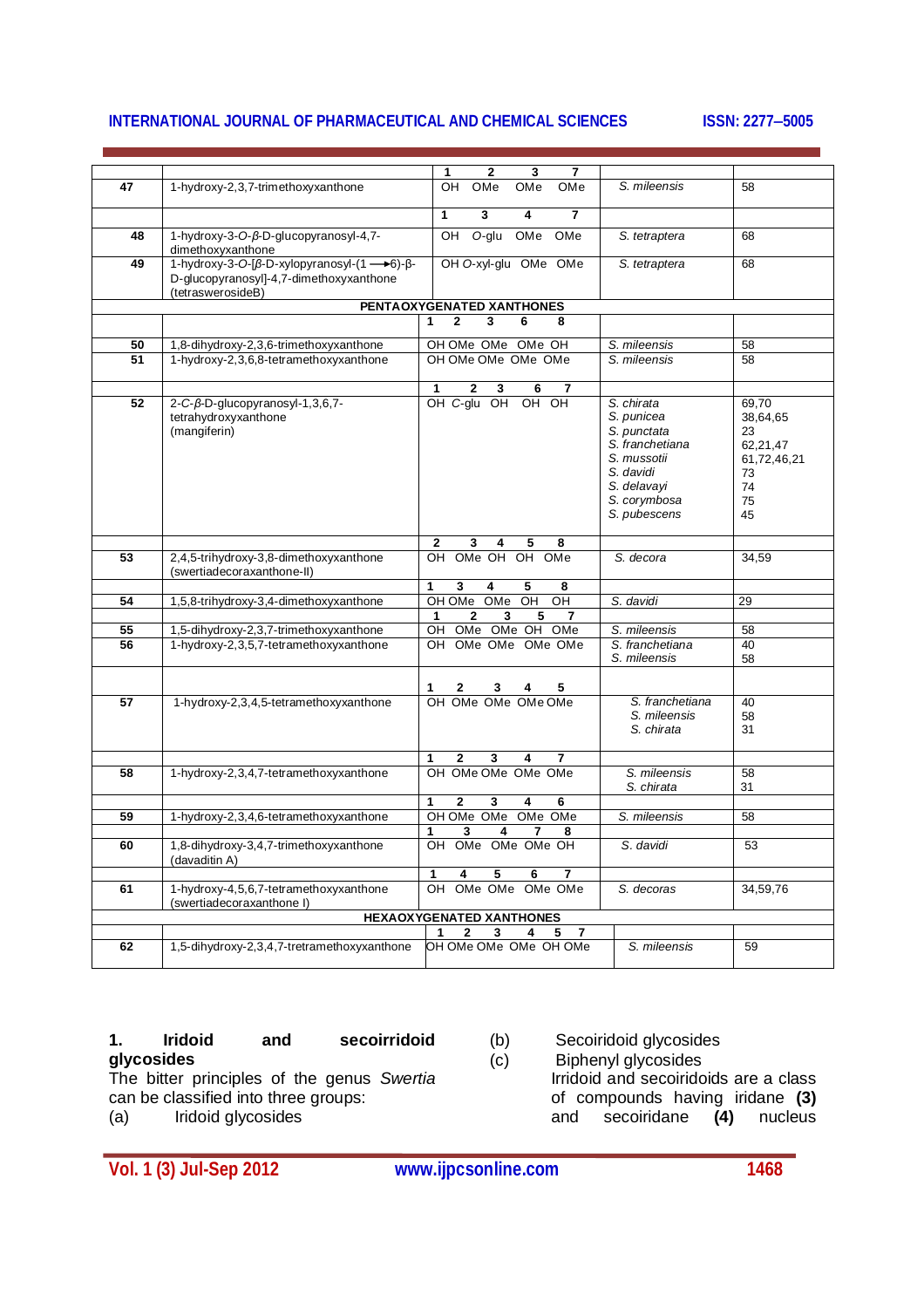| | | | | |
|---|---|---|---|---|
| | | 1 2 3 7 | | |
| 47 | 1-hydroxy-2,3,7-trimethoxyxanthone | OH OMe OMe OMe | *S. mileensis* | 58 |
| | | 1 3 4 7 | | |
| 48 | 1-hydroxy-3-*O*-*β*-D-glucopyranosyl-4,7-dimethoxyxanthone | OH *O*-glu OMe OMe | *S. tetraptera* | 68 |
| 49 | 1-hydroxy-3-*O*-[*β*-D-xylopyranosyl-(1 ⟶6)-β-D-glucopyranosyl]-4,7-dimethoxyxanthone (tetrasweroside B) | OH *O*-xyl-glu OMe OMe | *S. tetraptera* | 68 |
| | **PENTAOXYGENATED XANTHONES** | | | |
| | | 1 2 3 6 8 | | |
| 50 | 1,8-dihydroxy-2,3,6-trimethoxyxanthone | OH OMe OMe OMe OH | *S. mileensis* | 58 |
| 51 | 1-hydroxy-2,3,6,8-tetramethoxyxanthone | OH OMe OMe OMe OMe | *S. mileensis* | 58 |
| | | 1 2 3 6 7 | | |
| 52 | 2-*C*-*β*-D-glucopyranosyl-1,3,6,7-tetrahydroxyxanthone (mangiferin) | OH *C*-glu OH OH OH | *S. chirata*<br>*S. punicea*<br>*S. punctata*<br>*S. franchetiana*<br>*S. mussotii*<br>*S. davidi*<br>*S. delavayi*<br>*S. corymbosa*<br>*S. pubescens* | 69,70<br>38,64,65<br>23<br>62,21,47<br>61,72,46,21<br>73<br>74<br>75<br>45 |
| | | 2 3 4 5 8 | | |
| 53 | 2,4,5-trihydroxy-3,8-dimethoxyxanthone (swertiadecoraxanthone-II) | OH OMe OH OH OMe | *S. decora* | 34,59 |
| | | 1 3 4 5 8 | | |
| 54 | 1,5,8-trihydroxy-3,4-dimethoxyxanthone | OH OMe OMe OH OH | *S. davidi* | 29 |
| | | 1 2 3 5 7 | | |
| 55 | 1,5-dihydroxy-2,3,7-trimethoxyxanthone | OH OMe OMe OH OMe | *S. mileensis* | 58 |
| 56 | 1-hydroxy-2,3,5,7-tetramethoxyxanthone | OH OMe OMe OMe OMe | *S. franchetiana*<br>*S. mileensis* | 40<br>58 |
| | | 1 2 3 4 5 | | |
| 57 | 1-hydroxy-2,3,4,5-tetramethoxyxanthone | OH OMe OMe OMe OMe | *S. franchetiana*<br>*S. mileensis*<br>*S. chirata* | 40<br>58<br>31 |
| | | 1 2 3 4 7 | | |
| 58 | 1-hydroxy-2,3,4,7-tetramethoxyxanthone | OH OMe OMe OMe OMe | *S. mileensis*<br>*S. chirata* | 58<br>31 |
| | | 1 2 3 4 6 | | |
| 59 | 1-hydroxy-2,3,4,6-tetramethoxyxanthone | OH OMe OMe OMe OMe | *S. mileensis* | 58 |
| | | 1 3 4 7 8 | | |
| 60 | 1,8-dihydroxy-3,4,7-trimethoxyxanthone (davaditin A) | OH OMe OMe OMe OH | *S. davidi* | 53 |
| | | 1 4 5 6 7 | | |
| 61 | 1-hydroxy-4,5,6,7-tetramethoxyxanthone (swertiadecoraxanthone I) | OH OMe OMe OMe OMe | *S. decoras* | 34,59,76 |
| | **HEXAOXYGENATED XANTHONES** | | | |
| | | 1 2 3 4 5 7 | | |
| 62 | 1,5-dihydroxy-2,3,4,7-tretramethoxyxanthone | OH OMe OMe OMe OH OMe | *S. mileensis* | 59 |

**1. Iridoid and secoirridoid glycosides**

The bitter principles of the genus *Swertia* can be classified into three groups:

(a) Iridoid glycosides
(b) Secoiridoid glycosides
(c) Biphenyl glycosides

Irridoid and secoiridoids are a class of compounds having iridane **(3)** and secoiridane **(4)** nucleus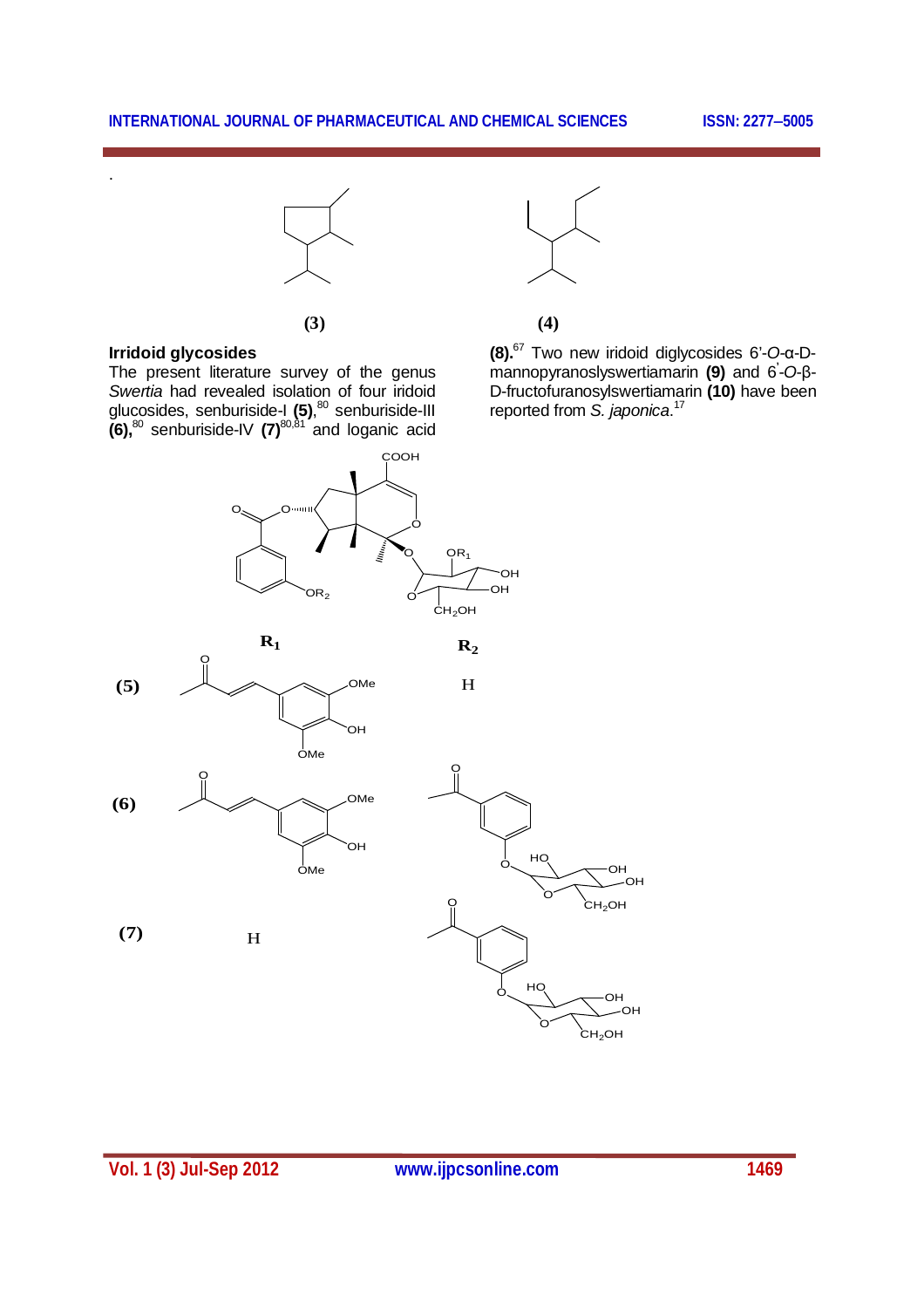(3)

(4)

## Irridoid glycosides

The present literature survey of the genus *Swertia* had revealed isolation of four iridoid glucosides, senburiside-I **(5)**,[80] senburiside-III **(6)**,[80] senburiside-IV **(7)**[80,81] and loganic acid **(8)**.[67] Two new iridoid diglycosides 6'-*O*-α-D-mannopyranoslyswertiamarin **(9)** and 6`-*O*-β-D-fructofuranosylswertiamarin **(10)** have been reported from *S. japonica*.[17]

| | $R_1$ | $R_2$ |
|---|---|---|
| **(5)** | | H |
| **(6)** | | |
| **(7)** | H | |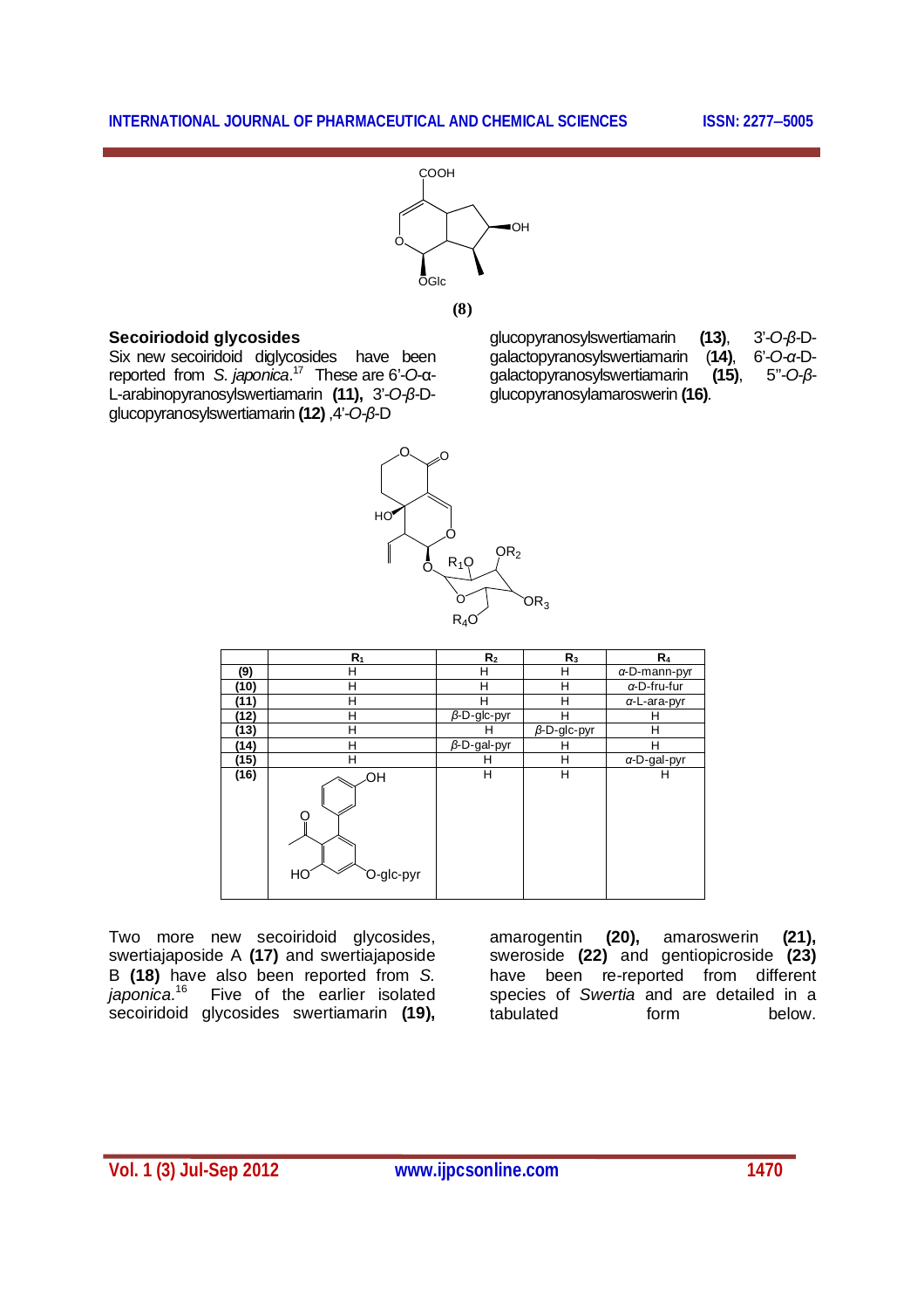**(8)**

### Secoiriodoid glycosides

Six new secoiridoid diglycosides have been reported from *S. japonica*.[17] These are 6'-*O*-α-L-arabinopyranosylswertiamarin **(11),** 3'-*O*-β-D-glucopyranosylswertiamarin **(12)** ,4'-*O*-β-D glucopyranosylswertiamarin **(13)**, 3'-*O*-β-D-galactopyranosylswertiamarin **(14)**, 6'-*O*-α-D-galactopyranosylswertiamarin **(15)**, 5''-*O*-β-glucopyranosylamaroswerin **(16)**.

| | $R_1$ | $R_2$ | $R_3$ | $R_4$ |
|---|---|---|---|---|
| **(9)** | H | H | H | α-D-mann-pyr |
| **(10)** | H | H | H | α-D-fru-fur |
| **(11)** | H | H | H | α-L-ara-pyr |
| **(12)** | H | β-D-glc-pyr | H | H |
| **(13)** | H | H | β-D-glc-pyr | H |
| **(14)** | H | β-D-gal-pyr | H | H |
| **(15)** | H | H | H | α-D-gal-pyr |
| **(16)** | (OH, HO, O-glc-pyr substituted biphenyl acyl group) | H | H | H |

Two more new secoiridoid glycosides, swertiajaposide A **(17)** and swertiajaposide B **(18)** have also been reported from *S. japonica*.[16] Five of the earlier isolated secoiridoid glycosides swertiamarin **(19),** amarogentin **(20),** amaroswerin **(21),** sweroside **(22)** and gentiopicroside **(23)** have been re-reported from different species of *Swertia* and are detailed in a tabulated form below.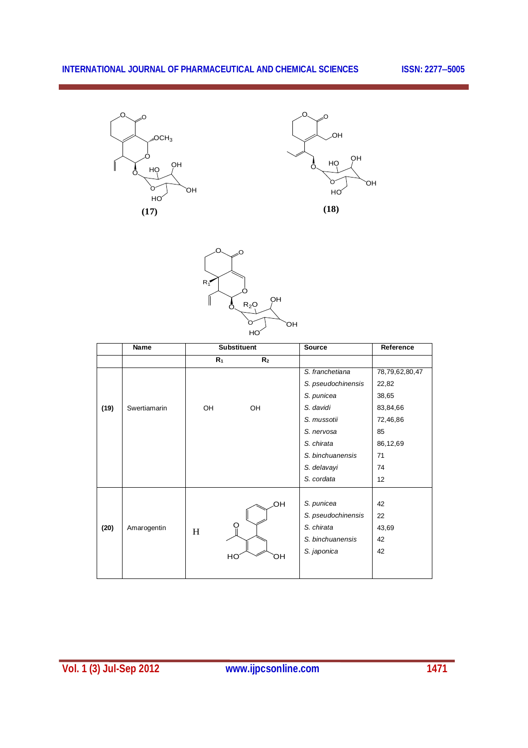(17)

(18)

| | Name | Substituent | | Source | Reference |
|---|---|---|---|---|---|
| | | $R_1$ | $R_2$ | | |
| (19) | Swertiamarin | OH | OH | *S. franchetiana*<br>*S. pseudochinensis*<br>*S. punicea*<br>*S. davidi*<br>*S. mussotii*<br>*S. nervosa*<br>*S. chirata*<br>*S. binchuanensis*<br>*S. delavayi*<br>*S. cordata* | 78,79,62,80,47<br>22,82<br>38,65<br>83,84,66<br>72,46,86<br>85<br>86,12,69<br>71<br>74<br>12 |
| (20) | Amarogentin | H | | *S. punicea*<br>*S. pseudochinensis*<br>*S. chirata*<br>*S. binchuanensis*<br>*S. japonica* | 42<br>22<br>43,69<br>42<br>42 |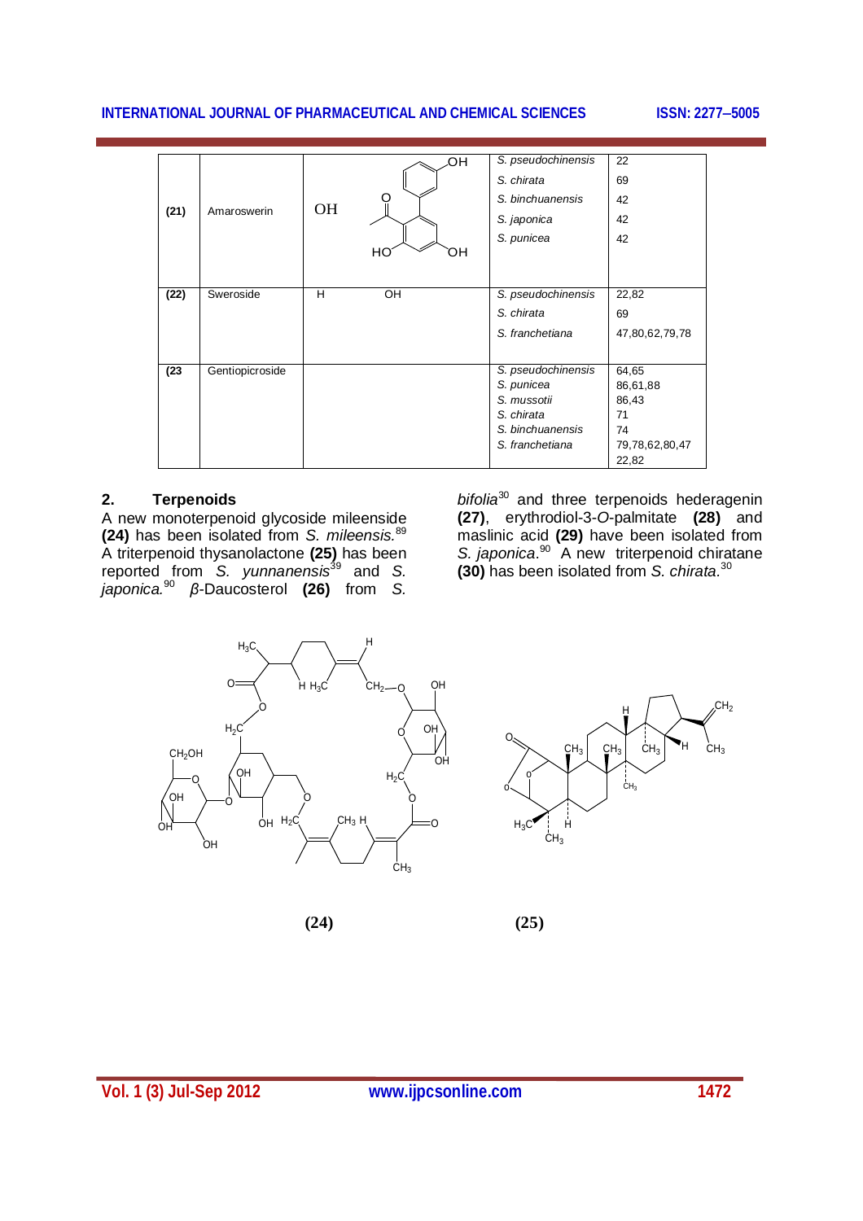| | | | | |
|---|---|---|---|---|
| **(21)** | Amaroswerin | OH | *S. pseudochinensis*<br>*S. chirata*<br>*S. binchuanensis*<br>*S. japonica*<br>*S. punicea* | 22<br>69<br>42<br>42<br>42 |
| **(22)** | Sweroside | H OH | *S. pseudochinensis*<br>*S. chirata*<br>*S. franchetiana* | 22,82<br>69<br>47,80,62,79,78 |
| **(23** | Gentiopicroside | | *S. pseudochinensis*<br>*S. punicea*<br>*S. mussotii*<br>*S. chirata*<br>*S. binchuanensis*<br>*S. franchetiana* | 64,65<br>86,61,88<br>86,43<br>71<br>74<br>79,78,62,80,47<br>22,82 |

## 2. Terpenoids

A new monoterpenoid glycoside mileenside **(24)** has been isolated from *S. mileensis.*[89] A triterpenoid thysanolactone **(25)** has been reported from *S. yunnanensis*[39] and *S. japonica.*[90] *β*-Daucosterol **(26)** from *S. bifolia*[30] and three terpenoids hederagenin **(27)**, erythrodiol-3-*O*-palmitate **(28)** and maslinic acid **(29)** have been isolated from *S. japonica*.[90] A new triterpenoid chiratane **(30)** has been isolated from *S. chirata.*[30]

**(24)** **(25)**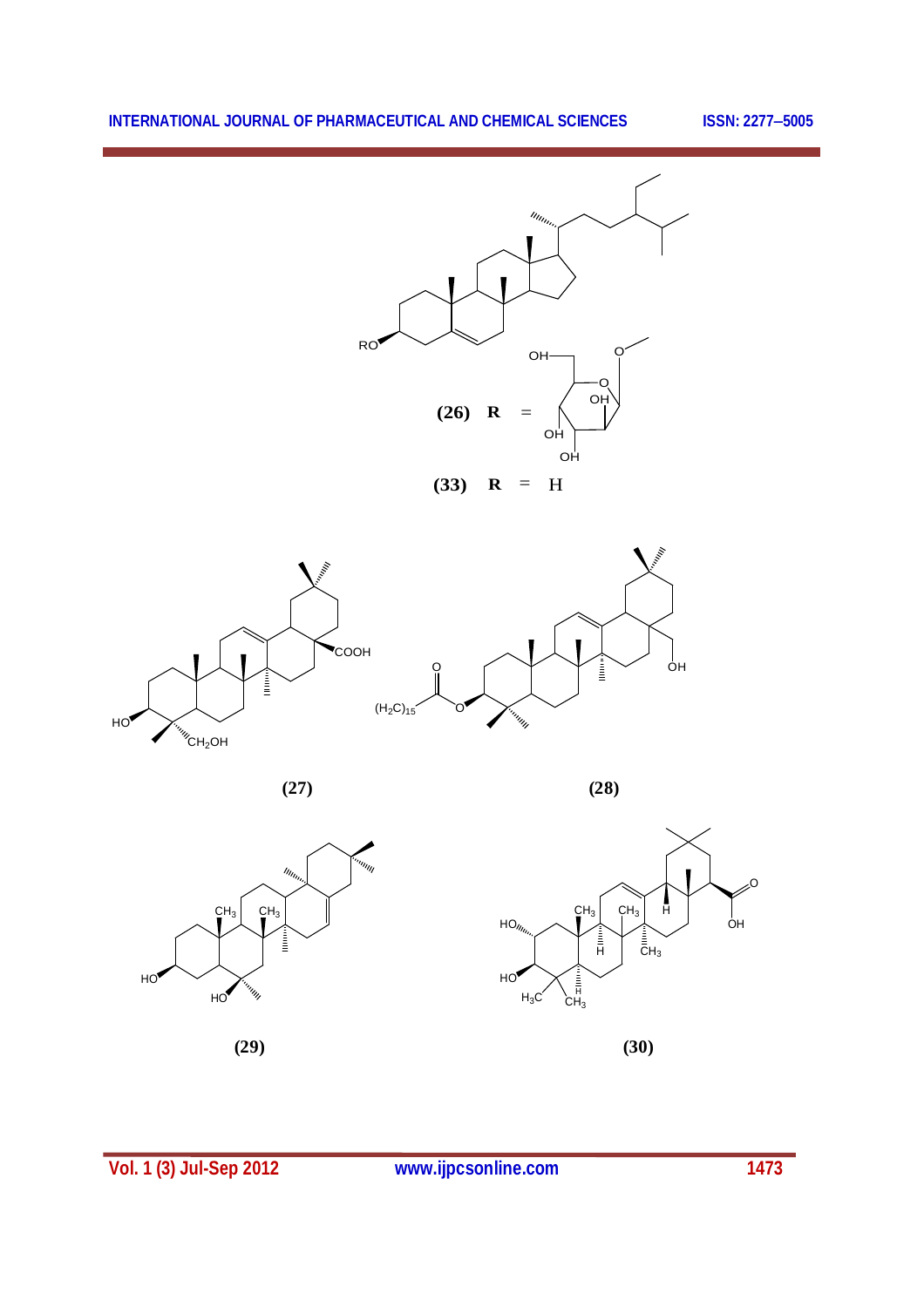(26) R = [glucosyl]

(33) R = H

(27)

(28)

(29)

(30)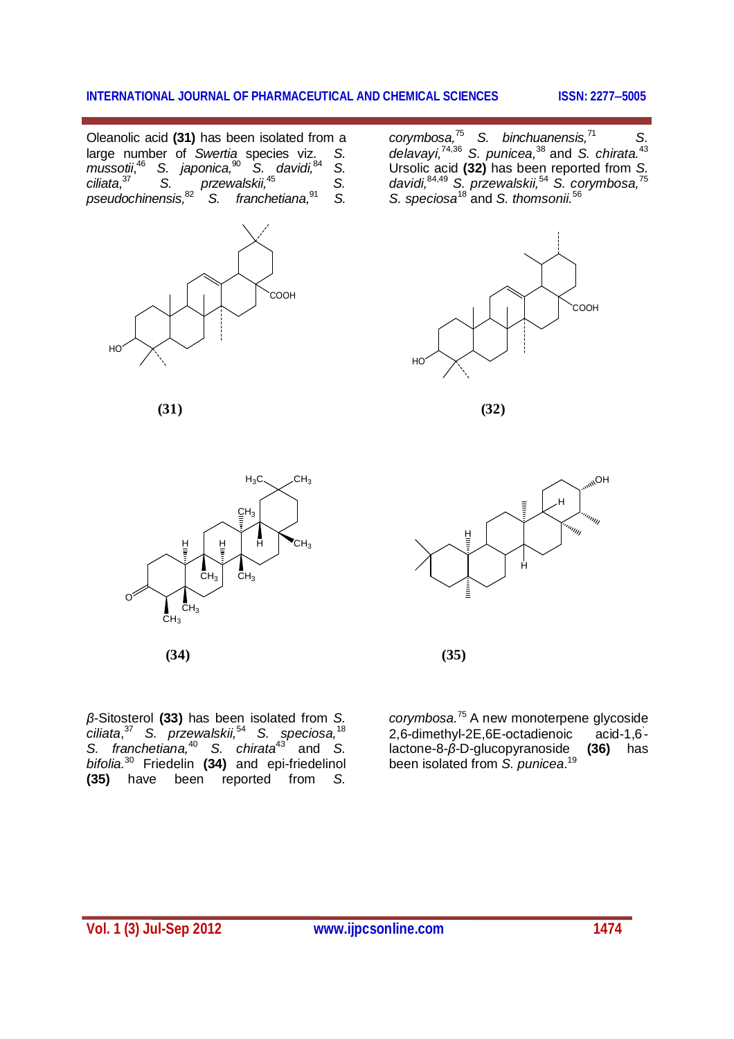Oleanolic acid **(31)** has been isolated from a large number of *Swertia* species viz. *S. mussotii*,[46] *S. japonica,*[90] *S. davidi,*[84] *S. ciliata*,[37] *S. przewalskii,*[45] *S. pseudochinensis,*[82] *S. franchetiana,*[91] *S. corymbosa,*[75] *S. binchuanensis,*[71] *S. delavayi,*[74,36] *S. punicea,*[38] and *S. chirata.*[43] Ursolic acid **(32)** has been reported from *S. davidi,*[84,49] *S. przewalskii,*[54] *S. corymbosa,*[75] *S. speciosa*[18] and *S. thomsonii.*[56]

**(31)**

**(32)**

**(34)**

**(35)**

*β*-Sitosterol **(33)** has been isolated from *S. ciliata*,[37] *S. przewalskii,*[54] *S. speciosa,*[18] *S. franchetiana,*[40] *S. chirata*[43] and *S. bifolia.*[30] Friedelin **(34)** and epi-friedelinol **(35)** have been reported from *S. corymbosa.*[75] A new monoterpene glycoside 2,6-dimethyl-2E,6E-octadienoic acid-1,6'-lactone-8-*β*-D-glucopyranoside **(36)** has been isolated from *S. punicea*.[19]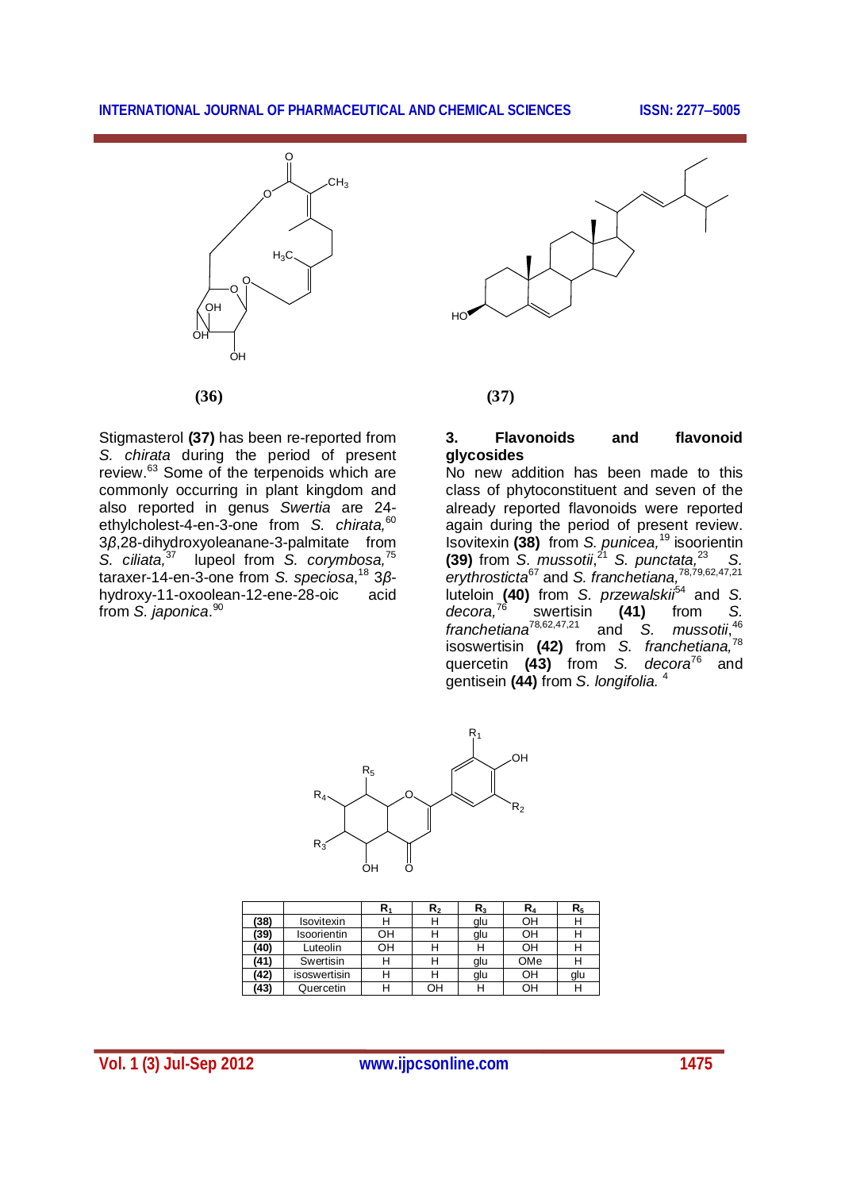**(36)** **(37)**

Stigmasterol **(37)** has been re-reported from *S. chirata* during the period of present review.[63] Some of the terpenoids which are commonly occurring in plant kingdom and also reported in genus *Swertia* are 24-ethylcholest-4-en-3-one from *S. chirata,*[60] 3*β*,28-dihydroxyoleanane-3-palmitate from *S. ciliata,*[37] lupeol from *S. corymbosa,*[75] taraxer-14-en-3-one from *S. speciosa*,[18] 3*β*-hydroxy-11-oxoolean-12-ene-28-oic acid from *S. japonica*.[90]

## 3. Flavonoids and flavonoid glycosides

No new addition has been made to this class of phytoconstituent and seven of the already reported flavonoids were reported again during the period of present review. Isovitexin **(38)** from *S. punicea,*[19] isoorientin **(39)** from *S. mussotii*,[21] *S. punctata,*[23] *S. erythrosticta*[67] and *S. franchetiana,*[78,79,62,47,21] luteloin **(40)** from *S. przewalskii*[54] and *S. decora,*[76] swertisin **(41)** from *S. franchetiana*[78,62,47,21] and *S. mussotii*,[46] isoswertisin **(42)** from *S. franchetiana,*[78] quercetin **(43)** from *S. decora*[76] and gentisein **(44)** from *S. longifolia.* [4]

| | | $R_1$ | $R_2$ | $R_3$ | $R_4$ | $R_5$ |
|---|---|---|---|---|---|---|
| **(38)** | Isovitexin | H | H | glu | OH | H |
| **(39)** | Isoorientin | OH | H | glu | OH | H |
| **(40)** | Luteolin | OH | H | H | OH | H |
| **(41)** | Swertisin | H | H | glu | OMe | H |
| **(42)** | isoswertisin | H | H | glu | OH | glu |
| **(43)** | Quercetin | H | OH | H | OH | H |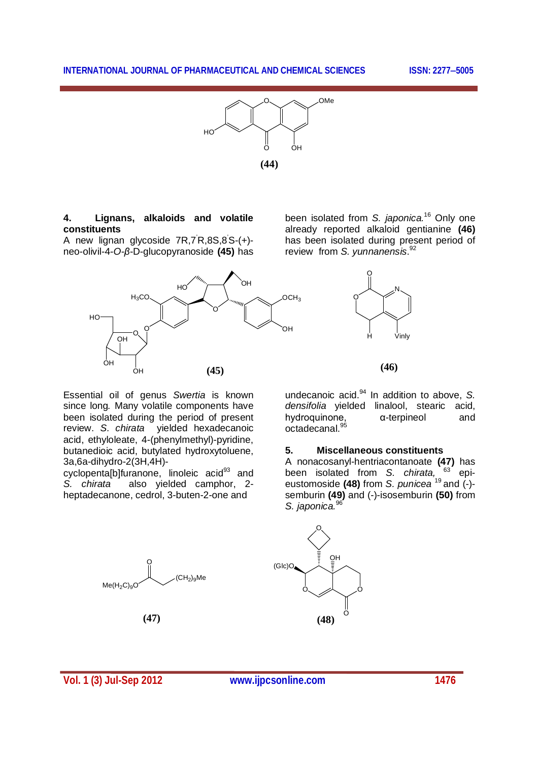(44)

## 4. Lignans, alkaloids and volatile constituents

A new lignan glycoside 7R,7'R,8S,8'S-(+)-neo-olivil-4-*O*-*β*-D-glucopyranoside **(45)** has been isolated from *S. japonica.*[16] Only one already reported alkaloid gentianine **(46)** has been isolated during present period of review from *S. yunnanensis*.[92]

(45)

(46)

Essential oil of genus *Swertia* is known since long*.* Many volatile components have been isolated during the period of present review. *S. chirata* yielded hexadecanoic acid, ethyloleate, 4-(phenylmethyl)-pyridine, butanedioic acid, butylated hydroxytoluene, 3a,6a-dihydro-2(3H,4H)-cyclopenta[b]furanone, linoleic acid[93] and *S. chirata* also yielded camphor, 2-heptadecanone, cedrol, 3-buten-2-one and undecanoic acid.[94] In addition to above, *S. densifolia* yielded linalool, stearic acid, hydroquinone, α-terpineol and octadecanal.[95]

## 5. Miscellaneous constituents

A nonacosanyl-hentriacontanoate **(47)** has been isolated from *S. chirata,* [63] epi-eustomoside **(48)** from *S. punicea* [19] and (-)-semburin **(49)** and (-)-isosemburin **(50)** from *S. japonica.*[96]

(47)

(48)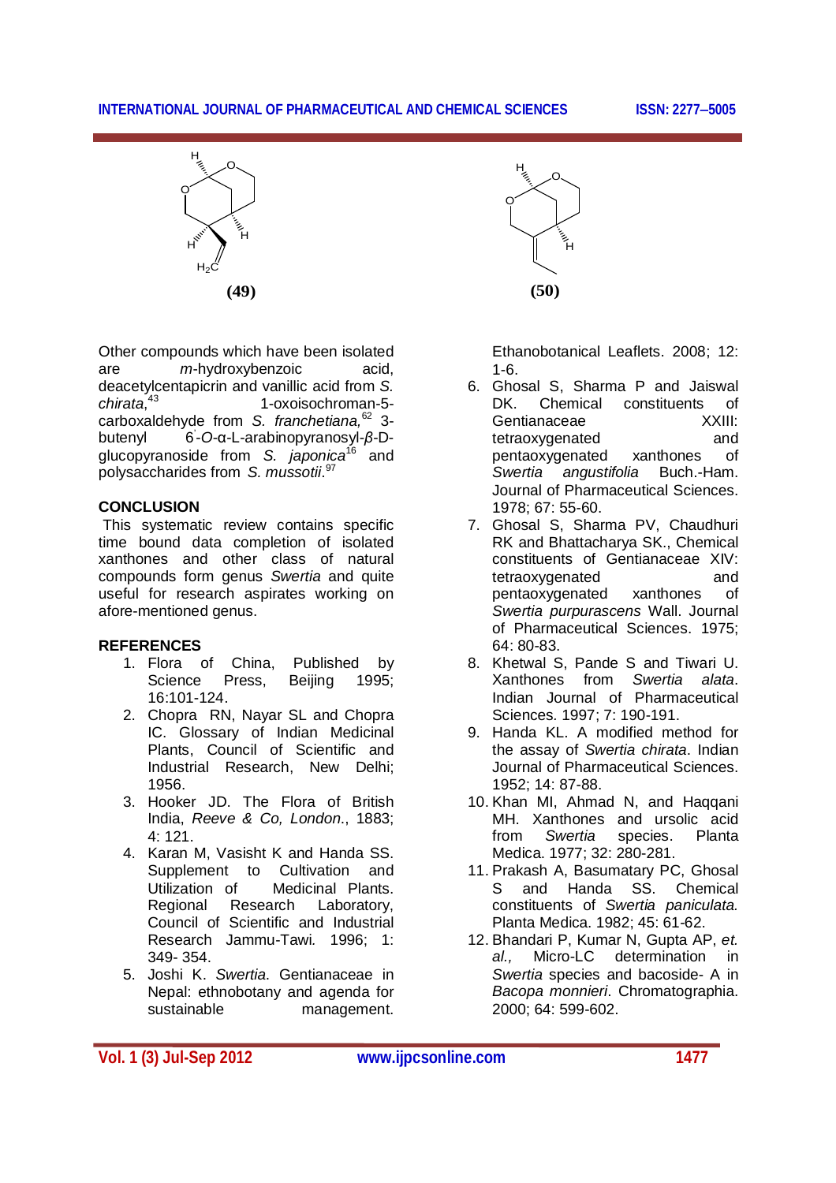**(49)**

**(50)**

Other compounds which have been isolated are *m*-hydroxybenzoic acid, deacetylcentapicrin and vanillic acid from *S. chirata*,[43] 1-oxoisochroman-5-carboxaldehyde from *S. franchetiana,*[62] 3-butenyl 6′-*O*-α-L-arabinopyranosyl-*β*-D-glucopyranoside from *S. japonica*[16] and polysaccharides from *S. mussotii*.[97]

## CONCLUSION

This systematic review contains specific time bound data completion of isolated xanthones and other class of natural compounds form genus *Swertia* and quite useful for research aspirates working on afore-mentioned genus.

## REFERENCES

1. Flora of China, Published by Science Press, Beijing 1995; 16:101-124.
2. Chopra RN, Nayar SL and Chopra IC. Glossary of Indian Medicinal Plants, Council of Scientific and Industrial Research, New Delhi; 1956.
3. Hooker JD. The Flora of British India, *Reeve & Co, London.*, 1883; 4: 121.
4. Karan M, Vasisht K and Handa SS. Supplement to Cultivation and Utilization of Medicinal Plants. Regional Research Laboratory, Council of Scientific and Industrial Research Jammu-Tawi. 1996; 1: 349- 354.
5. Joshi K. *Swertia*. Gentianaceae in Nepal: ethnobotany and agenda for sustainable management. Ethanobotanical Leaflets. 2008; 12: 1-6.
6. Ghosal S, Sharma P and Jaiswal DK. Chemical constituents of Gentianaceae XXIII: tetraoxygenated and pentaoxygenated xanthones of *Swertia angustifolia* Buch.-Ham. Journal of Pharmaceutical Sciences. 1978; 67: 55-60.
7. Ghosal S, Sharma PV, Chaudhuri RK and Bhattacharya SK., Chemical constituents of Gentianaceae XIV: tetraoxygenated and pentaoxygenated xanthones of *Swertia purpurascens* Wall. Journal of Pharmaceutical Sciences. 1975; 64: 80-83.
8. Khetwal S, Pande S and Tiwari U. Xanthones from *Swertia alata*. Indian Journal of Pharmaceutical Sciences. 1997; 7: 190-191.
9. Handa KL. A modified method for the assay of *Swertia chirata*. Indian Journal of Pharmaceutical Sciences. 1952; 14: 87-88.
10. Khan MI, Ahmad N, and Haqqani MH. Xanthones and ursolic acid from *Swertia* species. Planta Medica. 1977; 32: 280-281.
11. Prakash A, Basumatary PC, Ghosal S and Handa SS. Chemical constituents of *Swertia paniculata.* Planta Medica. 1982; 45: 61-62.
12. Bhandari P, Kumar N, Gupta AP, *et. al.,* Micro-LC determination in *Swertia* species and bacoside- A in *Bacopa monnieri*. Chromatographia. 2000; 64: 599-602.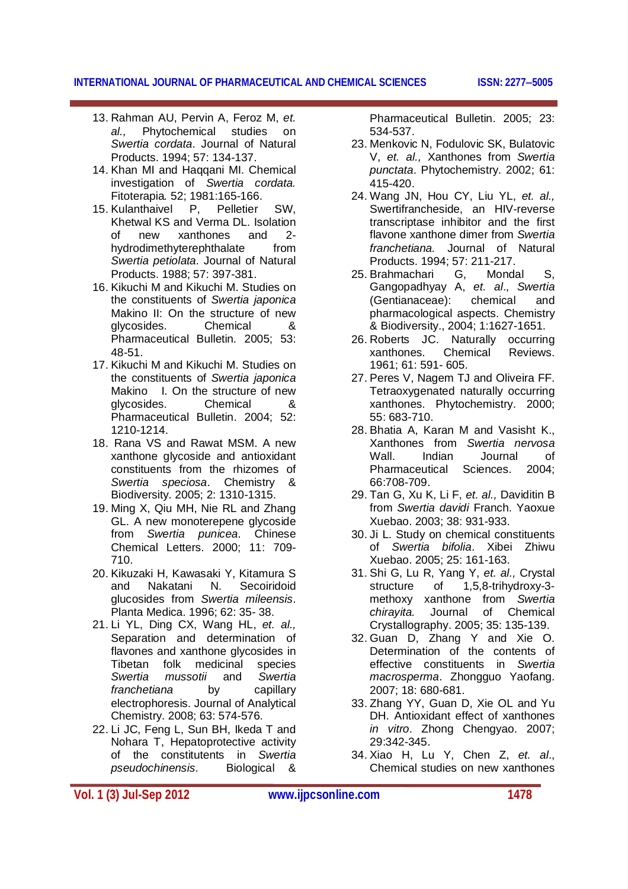13. Rahman AU, Pervin A, Feroz M, *et. al.,* Phytochemical studies on *Swertia cordata*. Journal of Natural Products. 1994; 57: 134-137.
14. Khan MI and Haqqani MI. Chemical investigation of *Swertia cordata.* Fitoterapia. 52; 1981:165-166.
15. Kulanthaivel P, Pelletier SW, Khetwal KS and Verma DL. Isolation of new xanthones and 2-hydrodimethyterephthalate from *Swertia petiolata*. Journal of Natural Products. 1988; 57: 397-381.
16. Kikuchi M and Kikuchi M. Studies on the constituents of *Swertia japonica* Makino II: On the structure of new glycosides. Chemical & Pharmaceutical Bulletin. 2005; 53: 48-51.
17. Kikuchi M and Kikuchi M. Studies on the constituents of *Swertia japonica* Makino I. On the structure of new glycosides. Chemical & Pharmaceutical Bulletin. 2004; 52: 1210-1214.
18. Rana VS and Rawat MSM. A new xanthone glycoside and antioxidant constituents from the rhizomes of *Swertia speciosa*. Chemistry & Biodiversity. 2005; 2: 1310-1315.
19. Ming X, Qiu MH, Nie RL and Zhang GL. A new monoterepene glycoside from *Swertia punicea.* Chinese Chemical Letters. 2000; 11: 709-710.
20. Kikuzaki H, Kawasaki Y, Kitamura S and Nakatani N. Secoiridoid glucosides from *Swertia mileensis*. Planta Medica. 1996; 62: 35- 38.
21. Li YL, Ding CX, Wang HL, *et. al.,* Separation and determination of flavones and xanthone glycosides in Tibetan folk medicinal species *Swertia mussotii* and *Swertia franchetiana* by capillary electrophoresis. Journal of Analytical Chemistry. 2008; 63: 574-576.
22. Li JC, Feng L, Sun BH, Ikeda T and Nohara T, Hepatoprotective activity of the constituents in *Swertia pseudochinensis*. Biological & Pharmaceutical Bulletin. 2005; 23: 534-537.
23. Menkovic N, Fodulovic SK, Bulatovic V, *et. al.,* Xanthones from *Swertia punctata*. Phytochemistry. 2002; 61: 415-420.
24. Wang JN, Hou CY, Liu YL, *et. al.,* Swertifrancheside, an HIV-reverse transcriptase inhibitor and the first flavone xanthone dimer from *Swertia franchetiana.* Journal of Natural Products. 1994; 57: 211-217.
25. Brahmachari G, Mondal S, Gangopadhyay A, *et. al*., *Swertia* (Gentianaceae): chemical and pharmacological aspects. Chemistry & Biodiversity., 2004; 1:1627-1651.
26. Roberts JC. Naturally occurring xanthones. Chemical Reviews. 1961; 61: 591- 605.
27. Peres V, Nagem TJ and Oliveira FF. Tetraoxygenated naturally occurring xanthones. Phytochemistry. 2000; 55: 683-710.
28. Bhatia A, Karan M and Vasisht K., Xanthones from *Swertia nervosa* Wall. Indian Journal of Pharmaceutical Sciences. 2004; 66:708-709.
29. Tan G, Xu K, Li F, *et. al.,* Daviditin B from *Swertia davidi* Franch. Yaoxue Xuebao. 2003; 38: 931-933.
30. Ji L. Study on chemical constituents of *Swertia bifolia*. Xibei Zhiwu Xuebao. 2005; 25: 161-163.
31. Shi G, Lu R, Yang Y, *et. al.,* Crystal structure of 1,5,8-trihydroxy-3-methoxy xanthone from *Swertia chirayita.* Journal of Chemical Crystallography. 2005; 35: 135-139.
32. Guan D, Zhang Y and Xie O. Determination of the contents of effective constituents in *Swertia macrosperma*. Zhongguo Yaofang. 2007; 18: 680-681.
33. Zhang YY, Guan D, Xie OL and Yu DH. Antioxidant effect of xanthones *in vitro*. Zhong Chengyao. 2007; 29:342-345.
34. Xiao H, Lu Y, Chen Z, *et. al*., Chemical studies on new xanthones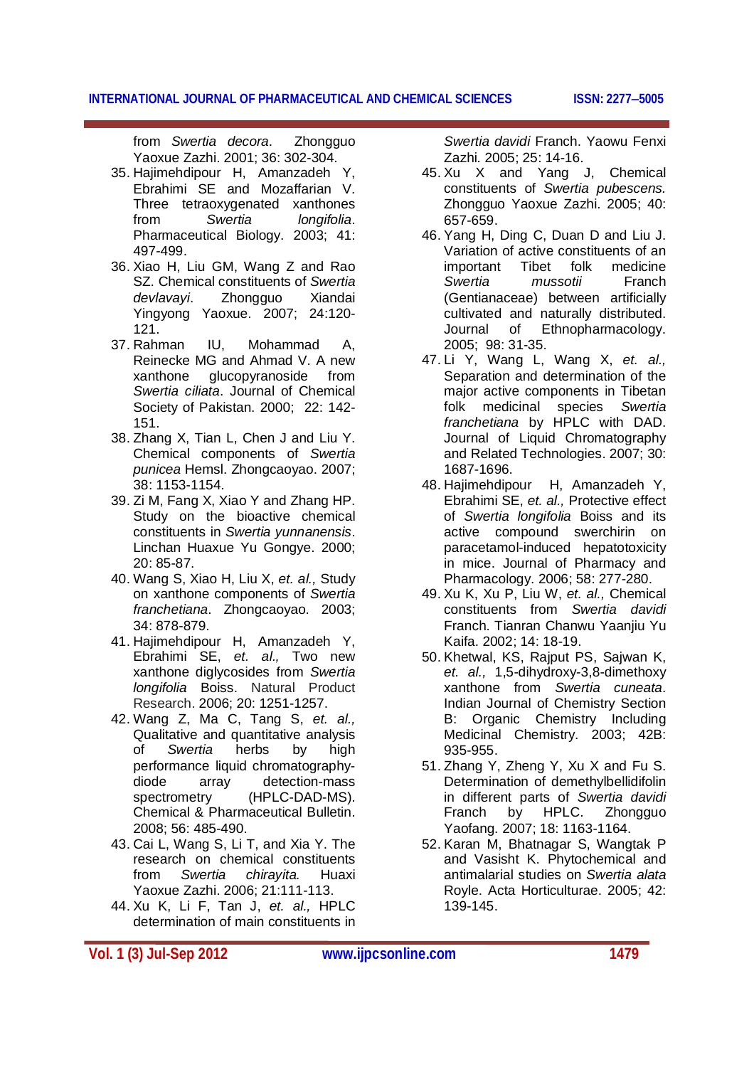from *Swertia decora*. Zhongguo Yaoxue Zazhi. 2001; 36: 302-304.

35. Hajimehdipour H, Amanzadeh Y, Ebrahimi SE and Mozaffarian V. Three tetraoxygenated xanthones from *Swertia longifolia*. Pharmaceutical Biology. 2003; 41: 497-499.
36. Xiao H, Liu GM, Wang Z and Rao SZ. Chemical constituents of *Swertia devlavayi*. Zhongguo Xiandai Yingyong Yaoxue. 2007; 24:120-121.
37. Rahman IU, Mohammad A, Reinecke MG and Ahmad V. A new xanthone glucopyranoside from *Swertia ciliata*. Journal of Chemical Society of Pakistan. 2000; 22: 142-151.
38. Zhang X, Tian L, Chen J and Liu Y. Chemical components of *Swertia punicea* Hemsl. Zhongcaoyao. 2007; 38: 1153-1154.
39. Zi M, Fang X, Xiao Y and Zhang HP. Study on the bioactive chemical constituents in *Swertia yunnanensis*. Linchan Huaxue Yu Gongye. 2000; 20: 85-87.
40. Wang S, Xiao H, Liu X, *et. al.,* Study on xanthone components of *Swertia franchetiana*. Zhongcaoyao. 2003; 34: 878-879.
41. Hajimehdipour H, Amanzadeh Y, Ebrahimi SE, *et. al.,* Two new xanthone diglycosides from *Swertia longifolia* Boiss. Natural Product Research. 2006; 20: 1251-1257.
42. Wang Z, Ma C, Tang S, *et. al.,* Qualitative and quantitative analysis of *Swertia* herbs by high performance liquid chromatography-diode array detection-mass spectrometry (HPLC-DAD-MS). Chemical & Pharmaceutical Bulletin. 2008; 56: 485-490.
43. Cai L, Wang S, Li T, and Xia Y. The research on chemical constituents from *Swertia chirayita.* Huaxi Yaoxue Zazhi. 2006; 21:111-113.
44. Xu K, Li F, Tan J, *et. al.,* HPLC determination of main constituents in *Swertia davidi* Franch. Yaowu Fenxi Zazhi. 2005; 25: 14-16.
45. Xu X and Yang J, Chemical constituents of *Swertia pubescens.* Zhongguo Yaoxue Zazhi. 2005; 40: 657-659.
46. Yang H, Ding C, Duan D and Liu J. Variation of active constituents of an important Tibet folk medicine *Swertia mussotii* Franch (Gentianaceae) between artificially cultivated and naturally distributed. Journal of Ethnopharmacology. 2005; 98: 31-35.
47. Li Y, Wang L, Wang X, *et. al.,* Separation and determination of the major active components in Tibetan folk medicinal species *Swertia franchetiana* by HPLC with DAD. Journal of Liquid Chromatography and Related Technologies. 2007; 30: 1687-1696.
48. Hajimehdipour H, Amanzadeh Y, Ebrahimi SE, *et. al.,* Protective effect of *Swertia longifolia* Boiss and its active compound swerchirin on paracetamol-induced hepatotoxicity in mice. Journal of Pharmacy and Pharmacology. 2006; 58: 277-280.
49. Xu K, Xu P, Liu W, *et. al.,* Chemical constituents from *Swertia davidi* Franch. Tianran Chanwu Yaanjiu Yu Kaifa. 2002; 14: 18-19.
50. Khetwal, KS, Rajput PS, Sajwan K, *et. al.,* 1,5-dihydroxy-3,8-dimethoxy xanthone from *Swertia cuneata*. Indian Journal of Chemistry Section B: Organic Chemistry Including Medicinal Chemistry. 2003; 42B: 935-955.
51. Zhang Y, Zheng Y, Xu X and Fu S. Determination of demethylbellidifolin in different parts of *Swertia davidi* Franch by HPLC. Zhongguo Yaofang. 2007; 18: 1163-1164.
52. Karan M, Bhatnagar S, Wangtak P and Vasisht K. Phytochemical and antimalarial studies on *Swertia alata* Royle. Acta Horticulturae. 2005; 42: 139-145.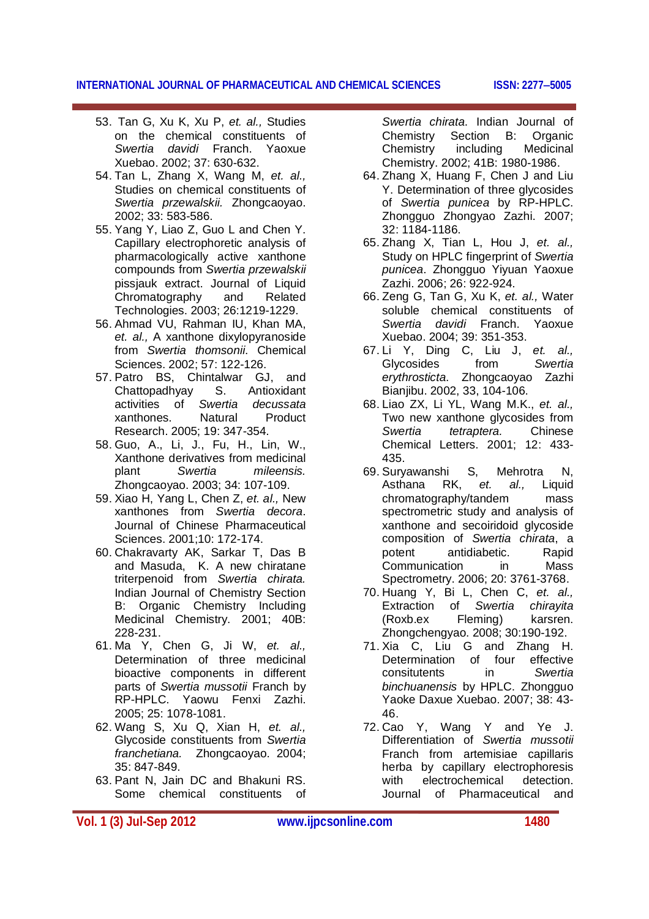53. Tan G, Xu K, Xu P, *et. al.,* Studies on the chemical constituents of *Swertia davidi* Franch. Yaoxue Xuebao. 2002; 37: 630-632.
54. Tan L, Zhang X, Wang M, *et. al.,* Studies on chemical constituents of *Swertia przewalskii.* Zhongcaoyao. 2002; 33: 583-586.
55. Yang Y, Liao Z, Guo L and Chen Y. Capillary electrophoretic analysis of pharmacologically active xanthone compounds from *Swertia przewalskii* pissjauk extract. Journal of Liquid Chromatography and Related Technologies. 2003; 26:1219-1229.
56. Ahmad VU, Rahman IU, Khan MA, *et. al.,* A xanthone dixylopyranoside from *Swertia thomsonii*. Chemical Sciences. 2002; 57: 122-126.
57. Patro BS, Chintalwar GJ, and Chattopadhyay S. Antioxidant activities of *Swertia decussata* xanthones. Natural Product Research. 2005; 19: 347-354.
58. Guo, A., Li, J., Fu, H., Lin, W., Xanthone derivatives from medicinal plant *Swertia mileensis.* Zhongcaoyao. 2003; 34: 107-109.
59. Xiao H, Yang L, Chen Z, *et. al.,* New xanthones from *Swertia decora*. Journal of Chinese Pharmaceutical Sciences. 2001;10: 172-174.
60. Chakravarty AK, Sarkar T, Das B and Masuda, K. A new chiratane triterpenoid from *Swertia chirata.* Indian Journal of Chemistry Section B: Organic Chemistry Including Medicinal Chemistry. 2001; 40B: 228-231.
61. Ma Y, Chen G, Ji W, *et. al.,* Determination of three medicinal bioactive components in different parts of *Swertia mussotii* Franch by RP-HPLC. Yaowu Fenxi Zazhi. 2005; 25: 1078-1081.
62. Wang S, Xu Q, Xian H, *et. al.,* Glycoside constituents from *Swertia franchetiana.* Zhongcaoyao. 2004; 35: 847-849.
63. Pant N, Jain DC and Bhakuni RS. Some chemical constituents of *Swertia chirata*. Indian Journal of Chemistry Section B: Organic Chemistry including Medicinal Chemistry. 2002; 41B: 1980-1986.
64. Zhang X, Huang F, Chen J and Liu Y. Determination of three glycosides of *Swertia punicea* by RP-HPLC. Zhongguo Zhongyao Zazhi. 2007; 32: 1184-1186.
65. Zhang X, Tian L, Hou J, *et. al.,* Study on HPLC fingerprint of *Swertia punicea*. Zhongguo Yiyuan Yaoxue Zazhi. 2006; 26: 922-924.
66. Zeng G, Tan G, Xu K, *et. al.,* Water soluble chemical constituents of *Swertia davidi* Franch. Yaoxue Xuebao. 2004; 39: 351-353.
67. Li Y, Ding C, Liu J, *et. al.,* Glycosides from *Swertia erythrosticta*. Zhongcaoyao Zazhi Bianjibu. 2002, 33, 104-106.
68. Liao ZX, Li YL, Wang M.K., *et. al.,* Two new xanthone glycosides from *Swertia tetraptera.* Chinese Chemical Letters. 2001; 12: 433-435.
69. Suryawanshi S, Mehrotra N, Asthana RK, *et. al.,* Liquid chromatography/tandem mass spectrometric study and analysis of xanthone and secoiridoid glycoside composition of *Swertia chirata*, a potent antidiabetic. Rapid Communication in Mass Spectrometry. 2006; 20: 3761-3768.
70. Huang Y, Bi L, Chen C, *et. al.,* Extraction of *Swertia chirayita* (Roxb.ex Fleming) karsren. Zhongchengyao. 2008; 30:190-192.
71. Xia C, Liu G and Zhang H. Determination of four effective consitutents in *Swertia binchuanensis* by HPLC. Zhongguo Yaoke Daxue Xuebao. 2007; 38: 43-46.
72. Cao Y, Wang Y and Ye J. Differentiation of *Swertia mussotii* Franch from artemisiae capillaris herba by capillary electrophoresis with electrochemical detection. Journal of Pharmaceutical and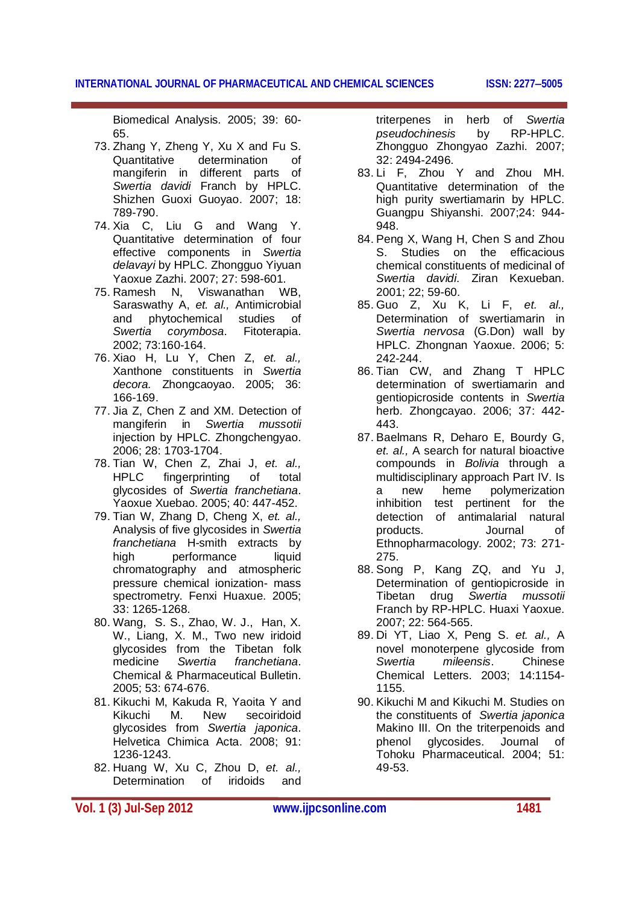Biomedical Analysis. 2005; 39: 60-65.

73. Zhang Y, Zheng Y, Xu X and Fu S. Quantitative determination of mangiferin in different parts of *Swertia davidi* Franch by HPLC. Shizhen Guoxi Guoyao. 2007; 18: 789-790.
74. Xia C, Liu G and Wang Y. Quantitative determination of four effective components in *Swertia delavayi* by HPLC. Zhongguo Yiyuan Yaoxue Zazhi. 2007; 27: 598-601.
75. Ramesh N, Viswanathan WB, Saraswathy A, *et. al.,* Antimicrobial and phytochemical studies of *Swertia corymbosa*. Fitoterapia. 2002; 73:160-164.
76. Xiao H, Lu Y, Chen Z, *et. al.,* Xanthone constituents in *Swertia decora.* Zhongcaoyao. 2005; 36: 166-169.
77. Jia Z, Chen Z and XM. Detection of mangiferin in *Swertia mussotii* injection by HPLC. Zhongchengyao. 2006; 28: 1703-1704.
78. Tian W, Chen Z, Zhai J, *et. al.,* HPLC fingerprinting of total glycosides of *Swertia franchetiana*. Yaoxue Xuebao. 2005; 40: 447-452.
79. Tian W, Zhang D, Cheng X, *et. al.,* Analysis of five glycosides in *Swertia franchetiana* H-smith extracts by high performance liquid chromatography and atmospheric pressure chemical ionization- mass spectrometry. Fenxi Huaxue. 2005; 33: 1265-1268.
80. Wang, S. S., Zhao, W. J., Han, X. W., Liang, X. M., Two new iridoid glycosides from the Tibetan folk medicine *Swertia franchetiana*. Chemical & Pharmaceutical Bulletin. 2005; 53: 674-676.
81. Kikuchi M, Kakuda R, Yaoita Y and Kikuchi M. New secoiridoid glycosides from *Swertia japonica*. Helvetica Chimica Acta. 2008; 91: 1236-1243.
82. Huang W, Xu C, Zhou D, *et. al.,* Determination of iridoids and triterpenes in herb of *Swertia pseudochinesis* by RP-HPLC. Zhongguo Zhongyao Zazhi. 2007; 32: 2494-2496.
83. Li F, Zhou Y and Zhou MH. Quantitative determination of the high purity swertiamarin by HPLC. Guangpu Shiyanshi. 2007;24: 944-948.
84. Peng X, Wang H, Chen S and Zhou S. Studies on the efficacious chemical constituents of medicinal of *Swertia davidi*. Ziran Kexueban. 2001; 22; 59-60.
85. Guo Z, Xu K, Li F, *et. al.,* Determination of swertiamarin in *Swertia nervosa* (G.Don) wall by HPLC. Zhongnan Yaoxue. 2006; 5: 242-244.
86. Tian CW, and Zhang T HPLC determination of swertiamarin and gentiopicroside contents in *Swertia* herb. Zhongcayao. 2006; 37: 442-443.
87. Baelmans R, Deharo E, Bourdy G, *et. al.,* A search for natural bioactive compounds in *Bolivia* through a multidisciplinary approach Part IV. Is a new heme polymerization inhibition test pertinent for the detection of antimalarial natural products. Journal of Ethnopharmacology. 2002; 73: 271-275.
88. Song P, Kang ZQ, and Yu J, Determination of gentiopicroside in Tibetan drug *Swertia mussotii* Franch by RP-HPLC. Huaxi Yaoxue. 2007; 22: 564-565.
89. Di YT, Liao X, Peng S. *et. al.,* A novel monoterpene glycoside from *Swertia mileensis*. Chinese Chemical Letters. 2003; 14:1154-1155.
90. Kikuchi M and Kikuchi M. Studies on the constituents of *Swertia japonica* Makino III. On the triterpenoids and phenol glycosides. Journal of Tohoku Pharmaceutical. 2004; 51: 49-53.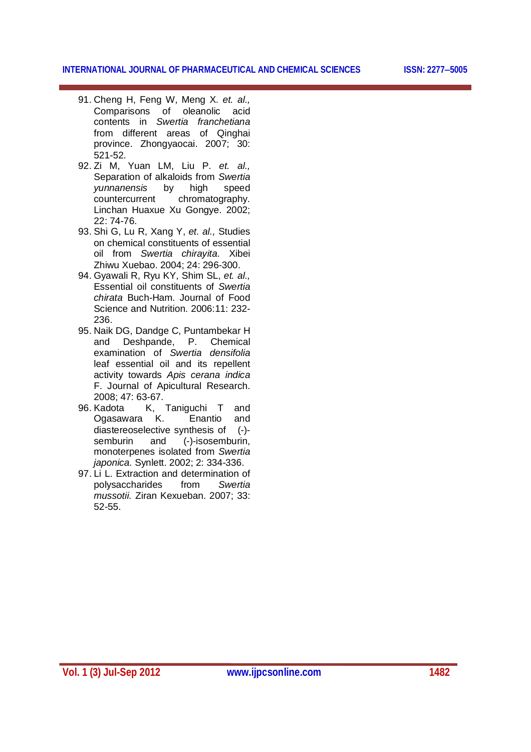91. Cheng H, Feng W, Meng X. *et. al.,* Comparisons of oleanolic acid contents in *Swertia franchetiana* from different areas of Qinghai province. Zhongyaocai. 2007; 30: 521-52.
92. Zi M, Yuan LM, Liu P. *et. al.,* Separation of alkaloids from *Swertia yunnanensis* by high speed countercurrent chromatography. Linchan Huaxue Xu Gongye. 2002; 22: 74-76.
93. Shi G, Lu R, Xang Y, *et. al.,* Studies on chemical constituents of essential oil from *Swertia chirayita*. Xibei Zhiwu Xuebao. 2004; 24: 296-300.
94. Gyawali R, Ryu KY, Shim SL, *et. al.,* Essential oil constituents of *Swertia chirata* Buch-Ham. Journal of Food Science and Nutrition. 2006:11: 232-236.
95. Naik DG, Dandge C, Puntambekar H and Deshpande, P. Chemical examination of *Swertia densifolia* leaf essential oil and its repellent activity towards *Apis cerana indica* F. Journal of Apicultural Research. 2008; 47: 63-67.
96. Kadota K, Taniguchi T and Ogasawara K. Enantio and diastereoselective synthesis of (-)-semburin and (-)-isosemburin, monoterpenes isolated from *Swertia japonica*. Synlett. 2002; 2: 334-336.
97. Li L. Extraction and determination of polysaccharides from *Swertia mussotii.* Ziran Kexueban. 2007; 33: 52-55.